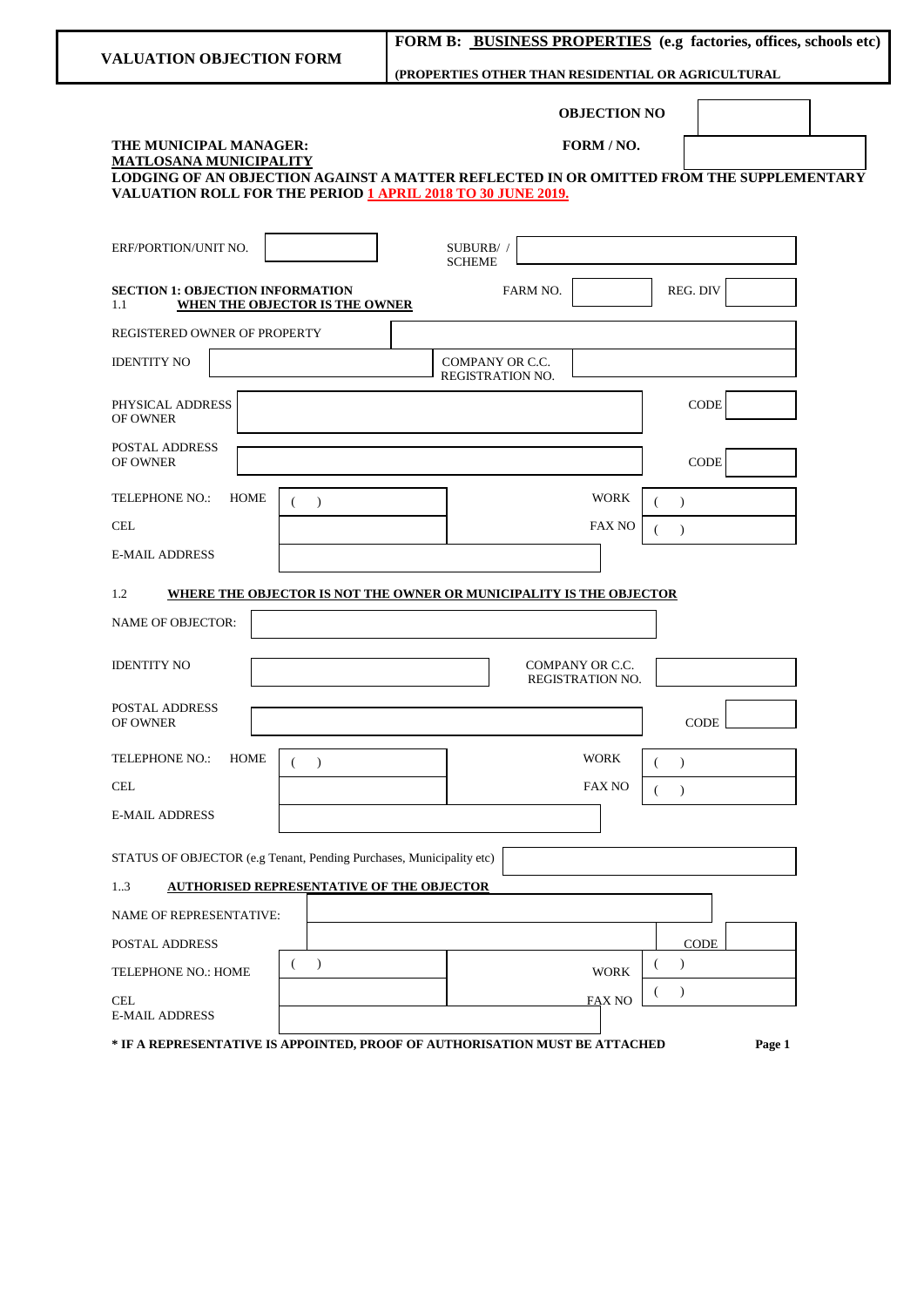| **VALUATION OBJECTION FORM** | **FORM B: BUSINESS PROPERTIES (e.g factories, offices, schools etc)** **(PROPERTIES OTHER THAN RESIDENTIAL OR AGRICULTURAL** |
|---|---|

**OBJECTION NO**

**THE MUNICIPAL MANAGER:**
**MATLOSANA MUNICIPALITY**

**FORM / NO.**

**LODGING OF AN OBJECTION AGAINST A MATTER REFLECTED IN OR OMITTED FROM THE SUPPLEMENTARY VALUATION ROLL FOR THE PERIOD 1 APRIL 2018 TO 30 JUNE 2019.**

ERF/PORTION/UNIT NO. | SUBURB/ / SCHEME

**SECTION 1: OBJECTION INFORMATION**

1.1 **WHEN THE OBJECTOR IS THE OWNER**

FARM NO. | REG. DIV

REGISTERED OWNER OF PROPERTY

IDENTITY NO | COMPANY OR C.C. REGISTRATION NO.

PHYSICAL ADDRESS OF OWNER | CODE

POSTAL ADDRESS OF OWNER | CODE

TELEPHONE NO.: HOME ( ) | WORK ( )

CEL | FAX NO ( )

E-MAIL ADDRESS

1.2 **WHERE THE OBJECTOR IS NOT THE OWNER OR MUNICIPALITY IS THE OBJECTOR**

NAME OF OBJECTOR:

IDENTITY NO | COMPANY OR C.C. REGISTRATION NO.

POSTAL ADDRESS OF OWNER | CODE

TELEPHONE NO.: HOME ( ) | WORK ( )

CEL | FAX NO ( )

E-MAIL ADDRESS

STATUS OF OBJECTOR (e.g Tenant, Pending Purchases, Municipality etc)

1..3 **AUTHORISED REPRESENTATIVE OF THE OBJECTOR**

NAME OF REPRESENTATIVE:

POSTAL ADDRESS | CODE

TELEPHONE NO.: HOME ( ) | WORK ( )

CEL | FAX NO ( )

E-MAIL ADDRESS

**\* IF A REPRESENTATIVE IS APPOINTED, PROOF OF AUTHORISATION MUST BE ATTACHED**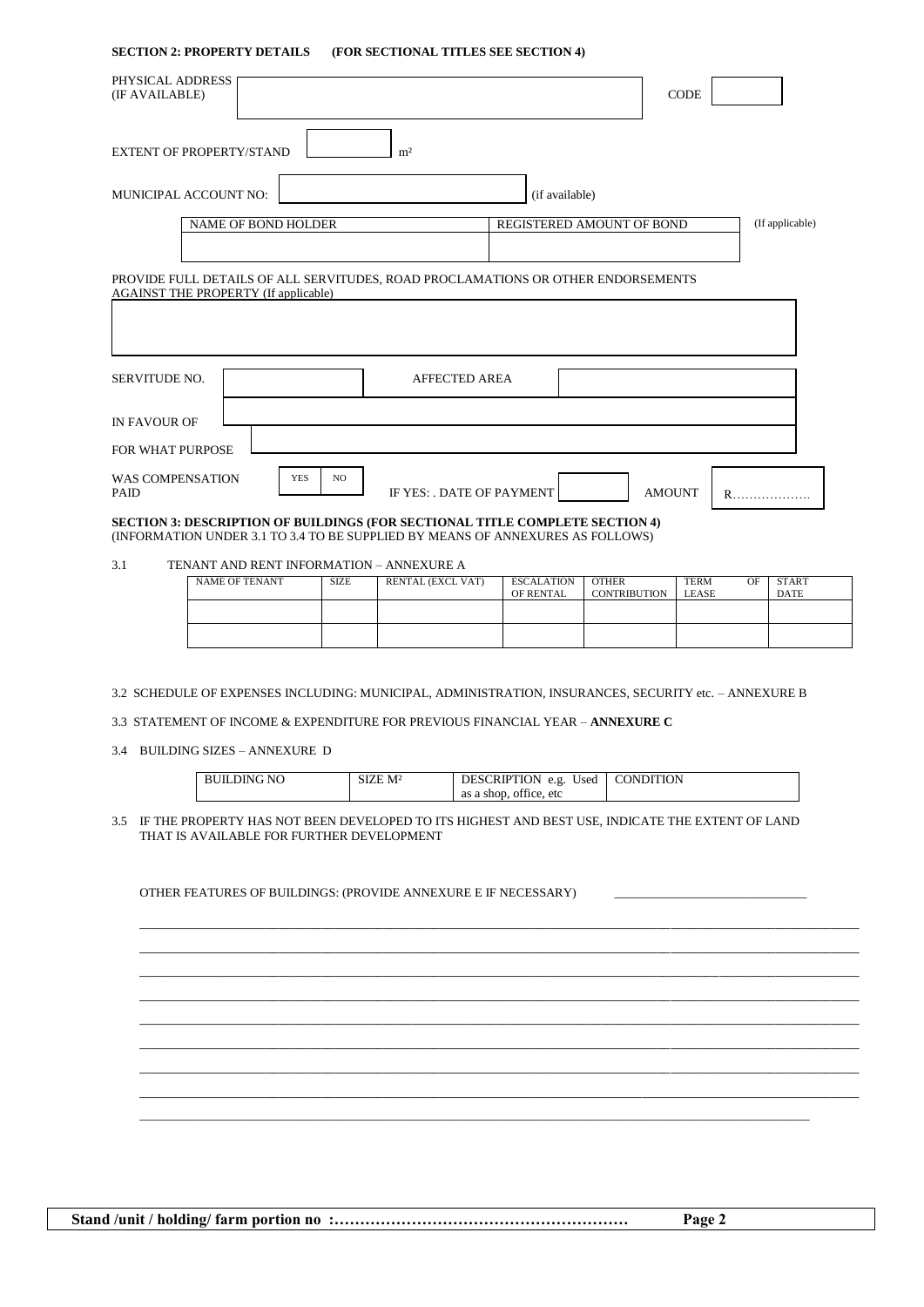**SECTION 2: PROPERTY DETAILS (FOR SECTIONAL TITLES SEE SECTION 4)**

PHYSICAL ADDRESS (IF AVAILABLE) ______________________ CODE ______

EXTENT OF PROPERTY/STAND ______ m²

MUNICIPAL ACCOUNT NO: ______________ (if available)

| NAME OF BOND HOLDER | REGISTERED AMOUNT OF BOND | (If applicable) |
|---|---|---|
| | | |

PROVIDE FULL DETAILS OF ALL SERVITUDES, ROAD PROCLAMATIONS OR OTHER ENDORSEMENTS AGAINST THE PROPERTY (If applicable)

SERVITUDE NO. ______________ AFFECTED AREA ______________

IN FAVOUR OF ______________________

FOR WHAT PURPOSE ______________________

WAS COMPENSATION PAID YES / NO IF YES: . DATE OF PAYMENT ______ AMOUNT R……………….

**SECTION 3: DESCRIPTION OF BUILDINGS (FOR SECTIONAL TITLE COMPLETE SECTION 4)**
(INFORMATION UNDER 3.1 TO 3.4 TO BE SUPPLIED BY MEANS OF ANNEXURES AS FOLLOWS)

3.1 TENANT AND RENT INFORMATION – ANNEXURE A

| NAME OF TENANT | SIZE | RENTAL (EXCL VAT) | ESCALATION OF RENTAL | OTHER CONTRIBUTION | TERM OF LEASE | START DATE |
|---|---|---|---|---|---|---|
| | | | | | | |
| | | | | | | |

3.2 SCHEDULE OF EXPENSES INCLUDING: MUNICIPAL, ADMINISTRATION, INSURANCES, SECURITY etc. – ANNEXURE B

3.3 STATEMENT OF INCOME & EXPENDITURE FOR PREVIOUS FINANCIAL YEAR – **ANNEXURE C**

3.4 BUILDING SIZES – ANNEXURE D

| BUILDING NO | SIZE M² | DESCRIPTION e.g. Used as a shop, office, etc | CONDITION |
|---|---|---|---|

3.5 IF THE PROPERTY HAS NOT BEEN DEVELOPED TO ITS HIGHEST AND BEST USE, INDICATE THE EXTENT OF LAND THAT IS AVAILABLE FOR FURTHER DEVELOPMENT

OTHER FEATURES OF BUILDINGS: (PROVIDE ANNEXURE E IF NECESSARY) ______________________

**Stand /unit / holding/ farm portion no :…………………………………………………**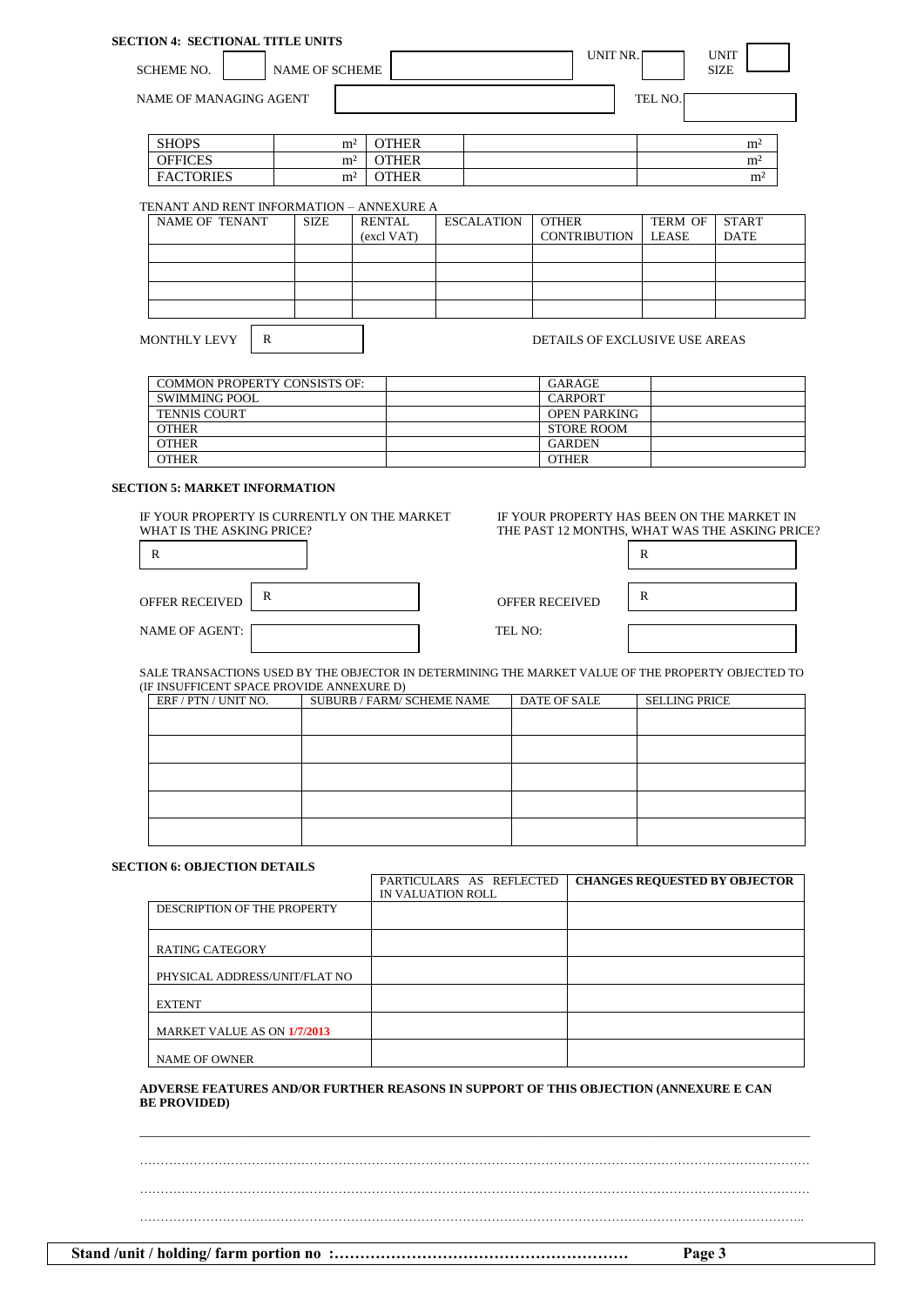**SECTION 4: SECTIONAL TITLE UNITS**

| SCHEME NO. | | NAME OF SCHEME | | UNIT NR. | | UNIT SIZE | |
|---|---|---|---|---|---|---|---|

| NAME OF MANAGING AGENT | | TEL NO. | |
|---|---|---|---|

| SHOPS | m² | OTHER | | m² |
|---|---|---|---|---|
| OFFICES | m² | OTHER | | m² |
| FACTORIES | m² | OTHER | | m² |

TENANT AND RENT INFORMATION – ANNEXURE A

| NAME OF TENANT | SIZE | RENTAL (excl VAT) | ESCALATION | OTHER CONTRIBUTION | TERM OF LEASE | START DATE |
|---|---|---|---|---|---|---|
| | | | | | | |
| | | | | | | |
| | | | | | | |
| | | | | | | |

MONTHLY LEVY | R

DETAILS OF EXCLUSIVE USE AREAS

| COMMON PROPERTY CONSISTS OF: | | GARAGE | |
|---|---|---|---|
| SWIMMING POOL | | CARPORT | |
| TENNIS COURT | | OPEN PARKING | |
| OTHER | | STORE ROOM | |
| OTHER | | GARDEN | |
| OTHER | | OTHER | |

**SECTION 5: MARKET INFORMATION**

IF YOUR PROPERTY IS CURRENTLY ON THE MARKET WHAT IS THE ASKING PRICE?

R

OFFER RECEIVED | R

NAME OF AGENT:

IF YOUR PROPERTY HAS BEEN ON THE MARKET IN THE PAST 12 MONTHS, WHAT WAS THE ASKING PRICE?

R

OFFER RECEIVED | R

TEL NO:

SALE TRANSACTIONS USED BY THE OBJECTOR IN DETERMINING THE MARKET VALUE OF THE PROPERTY OBJECTED TO (IF INSUFFICENT SPACE PROVIDE ANNEXURE D)

| ERF / PTN / UNIT NO. | SUBURB / FARM/ SCHEME NAME | DATE OF SALE | SELLING PRICE |
|---|---|---|---|
| | | | |
| | | | |
| | | | |
| | | | |
| | | | |

**SECTION 6: OBJECTION DETAILS**

| | PARTICULARS AS REFLECTED IN VALUATION ROLL | **CHANGES REQUESTED BY OBJECTOR** |
|---|---|---|
| DESCRIPTION OF THE PROPERTY | | |
| RATING CATEGORY | | |
| PHYSICAL ADDRESS/UNIT/FLAT NO | | |
| EXTENT | | |
| MARKET VALUE AS ON 1/7/2013 | | |
| NAME OF OWNER | | |

**ADVERSE FEATURES AND/OR FURTHER REASONS IN SUPPORT OF THIS OBJECTION (ANNEXURE E CAN BE PROVIDED)**

………………………………………………………………………………………………………………………………………

………………………………………………………………………………………………………………………………………

………………………………………………………………………………………………………………………………………..

**Stand /unit / holding/ farm portion no :…………………………………………………**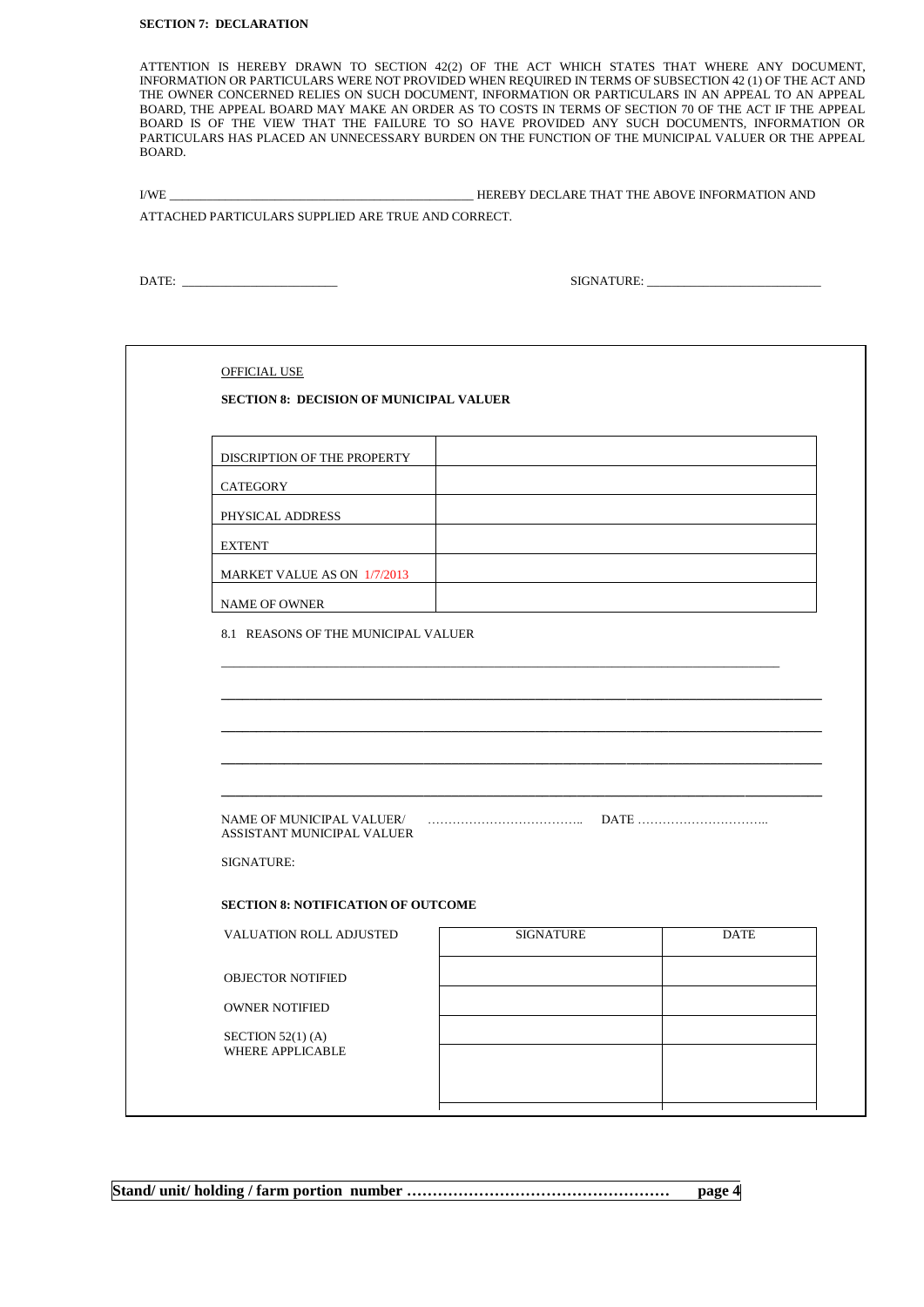**SECTION 7: DECLARATION**

ATTENTION IS HEREBY DRAWN TO SECTION 42(2) OF THE ACT WHICH STATES THAT WHERE ANY DOCUMENT, INFORMATION OR PARTICULARS WERE NOT PROVIDED WHEN REQUIRED IN TERMS OF SUBSECTION 42 (1) OF THE ACT AND THE OWNER CONCERNED RELIES ON SUCH DOCUMENT, INFORMATION OR PARTICULARS IN AN APPEAL TO AN APPEAL BOARD, THE APPEAL BOARD MAY MAKE AN ORDER AS TO COSTS IN TERMS OF SECTION 70 OF THE ACT IF THE APPEAL BOARD IS OF THE VIEW THAT THE FAILURE TO SO HAVE PROVIDED ANY SUCH DOCUMENTS, INFORMATION OR PARTICULARS HAS PLACED AN UNNECESSARY BURDEN ON THE FUNCTION OF THE MUNICIPAL VALUER OR THE APPEAL BOARD.

I/WE __________________________________________________ HEREBY DECLARE THAT THE ABOVE INFORMATION AND ATTACHED PARTICULARS SUPPLIED ARE TRUE AND CORRECT.

DATE: _________________________ SIGNATURE: ___________________________

OFFICIAL USE

**SECTION 8: DECISION OF MUNICIPAL VALUER**

| DISCRIPTION OF THE PROPERTY | |
|---|---|
| CATEGORY | |
| PHYSICAL ADDRESS | |
| EXTENT | |
| MARKET VALUE AS ON 1/7/2013 | |
| NAME OF OWNER | |

8.1 REASONS OF THE MUNICIPAL VALUER

___________________________________________________________________________

___________________________________________________________________________

___________________________________________________________________________

___________________________________________________________________________

___________________________________________________________________________

NAME OF MUNICIPAL VALUER/ ASSISTANT MUNICIPAL VALUER ……………………………….. DATE …………………………..

SIGNATURE:

**SECTION 8: NOTIFICATION OF OUTCOME**

| VALUATION ROLL ADJUSTED | SIGNATURE | DATE |
|---|---|---|
| OBJECTOR NOTIFIED | | |
| OWNER NOTIFIED | | |
| SECTION 52(1) (A) WHERE APPLICABLE | | |

**Stand/ unit/ holding / farm portion number ……………………………………………**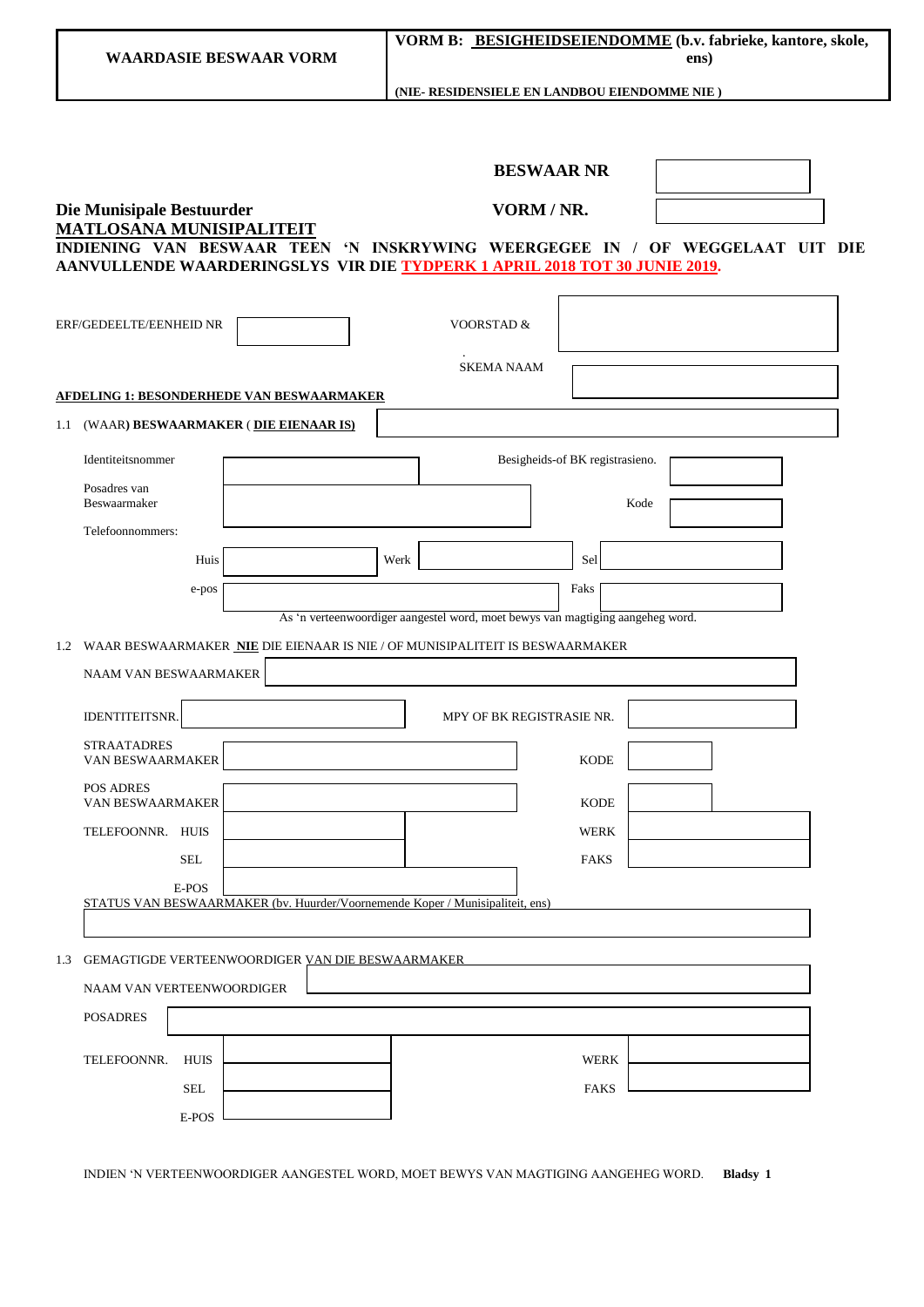| WAARDASIE BESWAAR VORM | VORM B: **BESIGHEIDSEIENDOMME** (b.v. fabrieke, kantore, skole, ens) (NIE- RESIDENSIELE EN LANDBOU EIENDOMME NIE ) |
|---|---|

**BESWAAR NR** 

**VORM / NR.** 

**Die Munisipale Bestuurder**
**MATLOSANA MUNISIPALITEIT**

**INDIENING VAN BESWAAR TEEN 'N INSKRYWING WEERGEGEE IN / OF WEGGELAAT UIT DIE AANVULLENDE WAARDERINGSLYS VIR DIE TYDPERK 1 APRIL 2018 TOT 30 JUNIE 2019.**

ERF/GEDEELTE/EENHEID NR 

VOORSTAD & SKEMA NAAM 

**AFDELING 1: BESONDERHEDE VAN BESWAARMAKER**

1.1 (WAAR) **BESWAARMAKER** ( **DIE EIENAAR IS)** 

Identiteitsnommer 

Besigheids-of BK registrasieno. 

Posadres van Beswaarmaker 

Kode 

Telefoonnommers:

Huis 

Werk 

Sel 

e-pos 

Faks 

As 'n verteenwoordiger aangestel word, moet bewys van magtiging aangeheg word.

1.2 WAAR BESWAARMAKER **NIE** DIE EIENAAR IS NIE / OF MUNISIPALITEIT IS BESWAARMAKER

NAAM VAN BESWAARMAKER 

IDENTITEITSNR. 

MPY OF BK REGISTRASIE NR. 

STRAATADRES VAN BESWAARMAKER 

KODE 

POS ADRES VAN BESWAARMAKER 

KODE 

TELEFOONNR. HUIS 

WERK 

SEL 

FAKS 

E-POS 

STATUS VAN BESWAARMAKER (bv. Huurder/Voornemende Koper / Munisipaliteit, ens)

1.3 GEMAGTIGDE VERTEENWOORDIGER VAN DIE BESWAARMAKER

NAAM VAN VERTEENWOORDIGER 

POSADRES 

TELEFOONNR. HUIS 

WERK 

SEL 

FAKS 

E-POS 

INDIEN 'N VERTEENWOORDIGER AANGESTEL WORD, MOET BEWYS VAN MAGTIGING AANGEHEG WORD.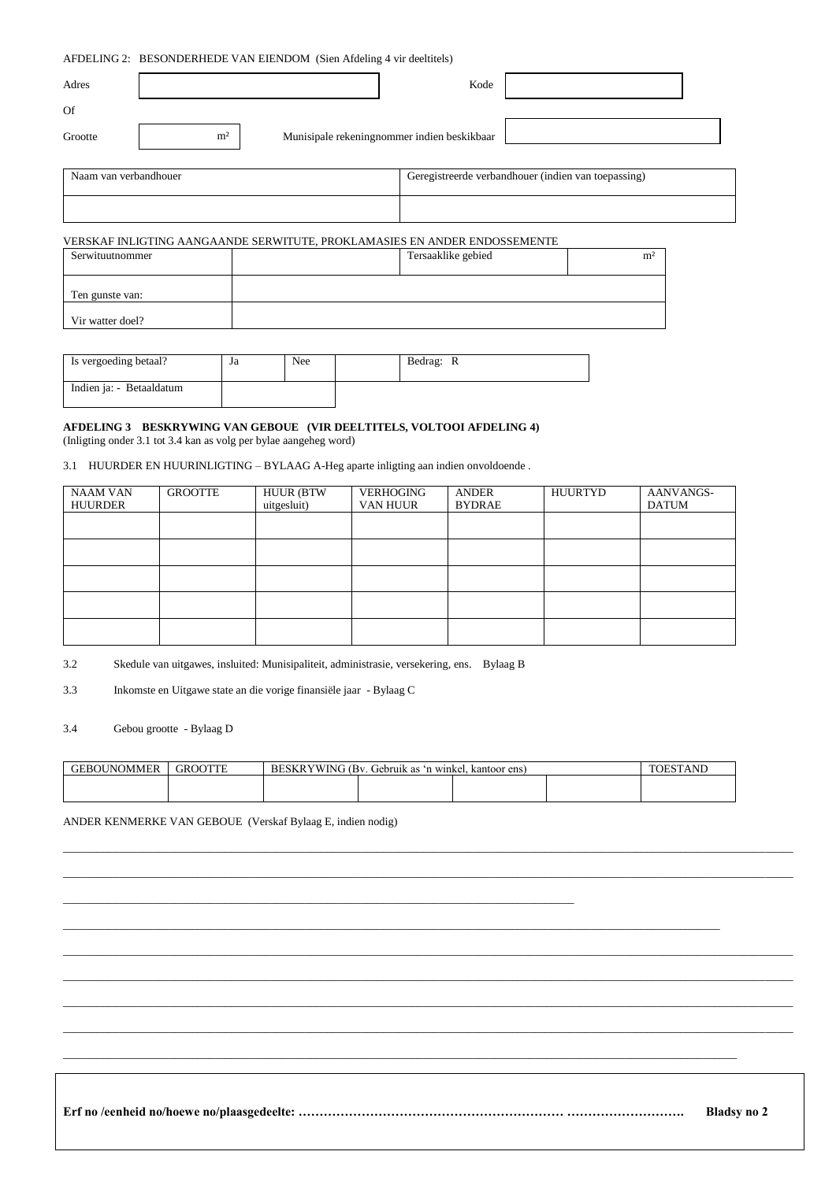AFDELING 2: BESONDERHEDE VAN EIENDOM (Sien Afdeling 4 vir deeltitels)

| Adres | | Kode | |
|---|---|---|---|
| Of | | | |
| Grootte | m² | Munisipale rekeningnommer indien beskikbaar | |

| Naam van verbandhouer | Geregistreerde verbandhouer (indien van toepassing) |
|---|---|
| | |

VERSKAF INLIGTING AANGAANDE SERWITUTE, PROKLAMASIES EN ANDER ENDOSSEMENTE

| Serwituutnommer | | Tersaaklike gebied | m² |
|---|---|---|---|
| Ten gunste van: | | | |
| Vir watter doel? | | | |

| Is vergoeding betaal? | Ja | Nee | | Bedrag: R |
|---|---|---|---|---|
| Indien ja: - Betaaldatum | | | | |

**AFDELING 3 BESKRYWING VAN GEBOUE (VIR DEELTITELS, VOLTOOI AFDELING 4)**
(Inligting onder 3.1 tot 3.4 kan as volg per bylae aangeheg word)

3.1 HUURDER EN HUURINLIGTING – BYLAAG A-Heg aparte inligting aan indien onvoldoende .

| NAAM VAN HUURDER | GROOTTE | HUUR (BTW uitgesluit) | VERHOGING VAN HUUR | ANDER BYDRAE | HUURTYD | AANVANGS-DATUM |
|---|---|---|---|---|---|---|
| | | | | | | |
| | | | | | | |
| | | | | | | |
| | | | | | | |
| | | | | | | |

3.2 Skedule van uitgawes, insluited: Munisipaliteit, administrasie, versekering, ens. Bylaag B

3.3 Inkomste en Uitgawe state an die vorige finansiële jaar - Bylaag C

3.4 Gebou grootte - Bylaag D

| GEBOUNOMMER | GROOTTE | BESKRYWING (Bv. Gebruik as 'n winkel, kantoor ens) | | | | TOESTAND |
|---|---|---|---|---|---|---|
| | | | | | | |

ANDER KENMERKE VAN GEBOUE (Verskaf Bylaag E, indien nodig)

\_\_\_\_\_\_\_\_\_\_\_\_\_\_\_\_\_\_\_\_\_\_\_\_\_\_\_\_\_\_\_\_\_\_\_\_\_\_\_\_\_\_\_\_\_\_\_\_\_\_\_\_\_\_\_\_\_\_\_\_

\_\_\_\_\_\_\_\_\_\_\_\_\_\_\_\_\_\_\_\_\_\_\_\_\_\_\_\_\_\_\_\_\_\_\_\_\_\_\_\_\_\_\_\_\_\_\_\_\_\_\_\_\_\_\_\_\_\_\_\_

\_\_\_\_\_\_\_\_\_\_\_\_\_\_\_\_\_\_\_\_\_\_\_\_\_\_\_\_\_\_\_\_\_\_\_\_\_\_\_\_\_\_\_\_

\_\_\_\_\_\_\_\_\_\_\_\_\_\_\_\_\_\_\_\_\_\_\_\_\_\_\_\_\_\_\_\_\_\_\_\_\_\_\_\_\_\_\_\_\_\_\_\_\_\_\_\_\_

\_\_\_\_\_\_\_\_\_\_\_\_\_\_\_\_\_\_\_\_\_\_\_\_\_\_\_\_\_\_\_\_\_\_\_\_\_\_\_\_\_\_\_\_\_\_\_\_\_\_\_\_\_\_\_\_\_\_\_\_

\_\_\_\_\_\_\_\_\_\_\_\_\_\_\_\_\_\_\_\_\_\_\_\_\_\_\_\_\_\_\_\_\_\_\_\_\_\_\_\_\_\_\_\_\_\_\_\_\_\_\_\_\_\_\_\_\_\_\_\_

\_\_\_\_\_\_\_\_\_\_\_\_\_\_\_\_\_\_\_\_\_\_\_\_\_\_\_\_\_\_\_\_\_\_\_\_\_\_\_\_\_\_\_\_\_\_\_\_\_\_\_\_\_\_\_\_\_\_\_\_

\_\_\_\_\_\_\_\_\_\_\_\_\_\_\_\_\_\_\_\_\_\_\_\_\_\_\_\_\_\_\_\_\_\_\_\_\_\_\_\_\_\_\_\_\_\_\_\_\_\_\_\_\_\_\_\_\_\_\_\_

\_\_\_\_\_\_\_\_\_\_\_\_\_\_\_\_\_\_\_\_\_\_\_\_\_\_\_\_\_\_\_\_\_\_\_\_\_\_\_\_\_\_\_\_\_\_\_\_\_\_\_\_\_\_\_\_\_

**Erf no /eenheid no/hoewe no/plaasgedeelte: ……………………………………………………… ………………………. Bladsy no 2**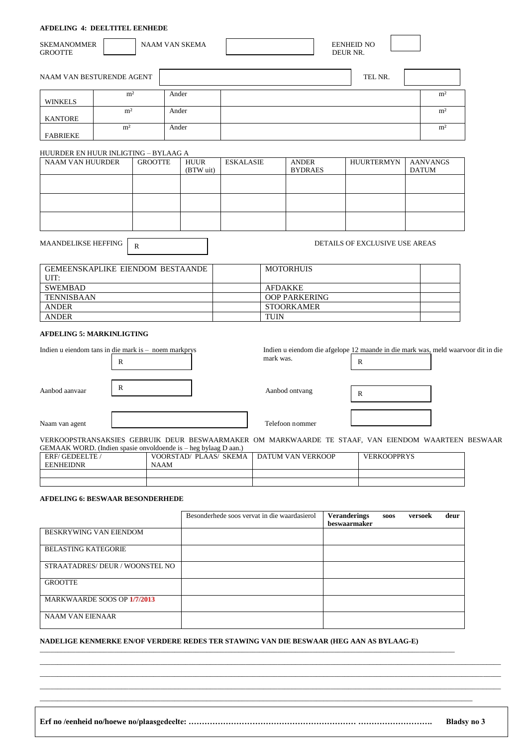**AFDELING 4: DEELTITEL EENHEDE**

| SKEMANOMMER GROOTTE | | NAAM VAN SKEMA | | EENHEID NO DEUR NR. | |
|---|---|---|---|---|---|

| NAAM VAN BESTURENDE AGENT | | TEL NR. | |
|---|---|---|---|

| WINKELS | m² | Ander | | m² |
|---|---|---|---|---|
| KANTORE | m² | Ander | | m² |
| FABRIEKE | m² | Ander | | m² |

HUURDER EN HUUR INLIGTING – BYLAAG A

| NAAM VAN HUURDER | GROOTTE | HUUR (BTW uit) | ESKALASIE | ANDER BYDRAES | HUURTERMYN | AANVANGS DATUM |
|---|---|---|---|---|---|---|
| | | | | | | |
| | | | | | | |
| | | | | | | |

MAANDELIKSE HEFFING R

DETAILS OF EXCLUSIVE USE AREAS

| GEMEENSKAPLIKE EIENDOM BESTAANDE UIT: | | MOTORHUIS | |
|---|---|---|---|
| SWEMBAD | | AFDAKKE | |
| TENNISBAAN | | OOP PARKERING | |
| ANDER | | STOORKAMER | |
| ANDER | | TUIN | |

**AFDELING 5: MARKINLIGTING**

Indien u eiendom tans in die mark is – noem markprys R

Indien u eiendom die afgelope 12 maande in die mark was, meld waarvoor dit in die mark was. R

Aanbod aanvaar R

Aanbod ontvang R

Naam van agent

Telefoon nommer

VERKOOPSTRANSAKSIES GEBRUIK DEUR BESWAARMAKER OM MARKWAARDE TE STAAF, VAN EIENDOM WAARTEEN BESWAAR GEMAAK WORD. (Indien spasie onvoldoende is – heg bylaag D aan.)

| ERF/ GEDEELTE / EENHEIDNR | VOORSTAD/ PLAAS/ SKEMA NAAM | DATUM VAN VERKOOP | VERKOOPPRYS |
|---|---|---|---|
| | | | |
| | | | |

**AFDELING 6: BESWAAR BESONDERHEDE**

| | Besonderhede soos vervat in die waardasierol | **Veranderings soos versoek deur beswaarmaker** |
|---|---|---|
| BESKRYWING VAN EIENDOM | | |
| BELASTING KATEGORIE | | |
| STRAATADRES/ DEUR / WOONSTEL NO | | |
| GROOTTE | | |
| MARKWAARDE SOOS OP **1/7/2013** | | |
| NAAM VAN EIENAAR | | |

**NADELIGE KENMERKE EN/OF VERDERE REDES TER STAWING VAN DIE BESWAAR (HEG AAN AS BYLAAG-E)**

\_\_\_\_\_\_\_\_\_\_\_\_\_\_\_\_\_\_\_\_\_\_\_\_\_\_\_\_\_\_\_\_\_\_\_\_\_\_\_\_\_\_\_\_\_\_\_\_\_\_\_\_\_\_\_\_\_\_\_\_\_\_\_\_\_\_\_\_\_\_\_\_\_\_\_\_

\_\_\_\_\_\_\_\_\_\_\_\_\_\_\_\_\_\_\_\_\_\_\_\_\_\_\_\_\_\_\_\_\_\_\_\_\_\_\_\_\_\_\_\_\_\_\_\_\_\_\_\_\_\_\_\_\_\_\_\_\_\_\_\_\_\_\_\_\_\_\_\_\_\_\_\_

\_\_\_\_\_\_\_\_\_\_\_\_\_\_\_\_\_\_\_\_\_\_\_\_\_\_\_\_\_\_\_\_\_\_\_\_\_\_\_\_\_\_\_\_\_\_\_\_\_\_\_\_\_\_\_\_\_\_\_\_\_\_\_\_\_\_\_\_\_\_\_\_\_\_\_\_

\_\_\_\_\_\_\_\_\_\_\_\_\_\_\_\_\_\_\_\_\_\_\_\_\_\_\_\_\_\_\_\_\_\_\_\_\_\_\_\_\_\_\_\_\_\_\_\_\_\_\_\_\_\_\_\_\_\_\_\_\_\_\_\_\_\_\_\_\_\_\_\_\_\_\_\_

\_\_\_\_\_\_\_\_\_\_\_\_\_\_\_\_\_\_\_\_\_\_\_\_\_\_\_\_\_\_\_\_\_\_\_\_\_\_\_\_\_\_\_\_\_\_\_\_\_\_\_\_\_\_\_\_\_\_\_\_\_\_\_\_\_\_\_\_\_\_\_\_\_\_\_\_

**Erf no /eenheid no/hoewe no/plaasgedeelte: ……………………………………………………… ……………………….**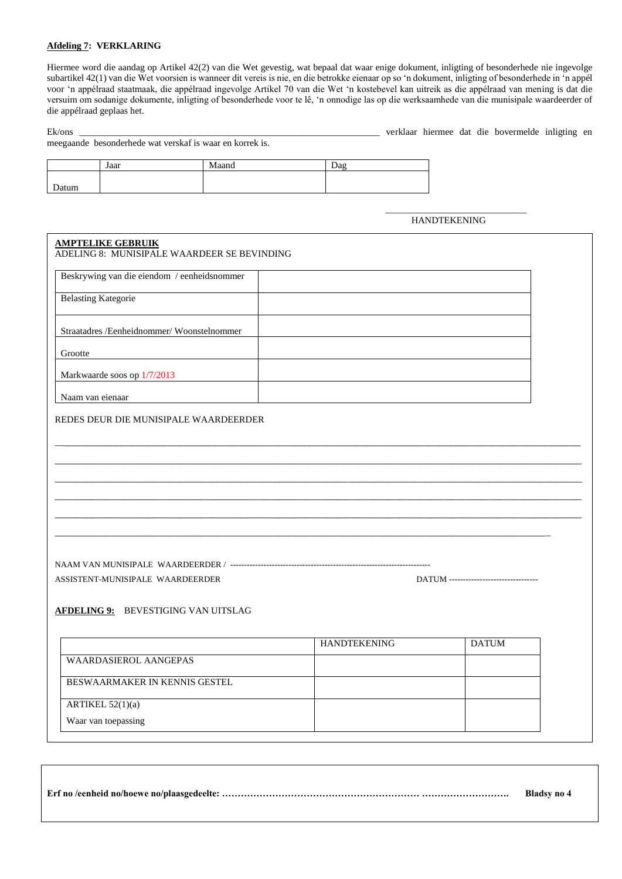**Afdeling 7: VERKLARING**

Hiermee word die aandag op Artikel 42(2) van die Wet gevestig, wat bepaal dat waar enige dokument, inligting of besonderhede nie ingevolge subartikel 42(1) van die Wet voorsien is wanneer dit vereis is nie, en die betrokke eienaar op so 'n dokument, inligting of besonderhede in 'n appél voor 'n appélraad staatmaak, die appélraad ingevolge Artikel 70 van die Wet 'n kostebevel kan uitreik as die appélraad van mening is dat die versuim om sodanige dokumente, inligting of besonderhede voor te lê, 'n onnodige las op die werksaamhede van die munisipale waardeerder of die appélraad geplaas het.

Ek/ons ________________________________________________________________ verklaar hiermee dat die bovermelde inligting en meegaande besonderhede wat verskaf is waar en korrek is.

| | Jaar | Maand | Dag |
|---|---|---|---|
| Datum | | | |

______________________________
HANDTEKENING

**AMPTELIKE GEBRUIK**

ADELING 8: MUNISIPALE WAARDEER SE BEVINDING

| | |
|---|---|
| Beskrywing van die eiendom / eenheidsnommer | |
| Belasting Kategorie | |
| Straatadres /Eenheidnommer/ Woonstelnommer | |
| Grootte | |
| Markwaarde soos op 1/7/2013 | |
| Naam van eienaar | |

REDES DEUR DIE MUNISIPALE WAARDEERDER

_______________________________________________________________________________

_______________________________________________________________________________

_______________________________________________________________________________

_______________________________________________________________________________

_______________________________________________________________________________

_______________________________________________________________________________

NAAM VAN MUNISIPALE WAARDEERDER / -----------------------------------------------------------------------
ASSISTENT-MUNISIPALE WAARDEERDER DATUM --------------------------------

**AFDELING 9:** BEVESTIGING VAN UITSLAG

| | HANDTEKENING | DATUM |
|---|---|---|
| WAARDASIEROL AANGEPAS | | |
| BESWAARMAKER IN KENNIS GESTEL | | |
| ARTIKEL 52(1)(a) Waar van toepassing | | |

**Erf no /eenheid no/hoewe no/plaasgedeelte: ……………………………………………………… ………………………. Bladsy no 4**